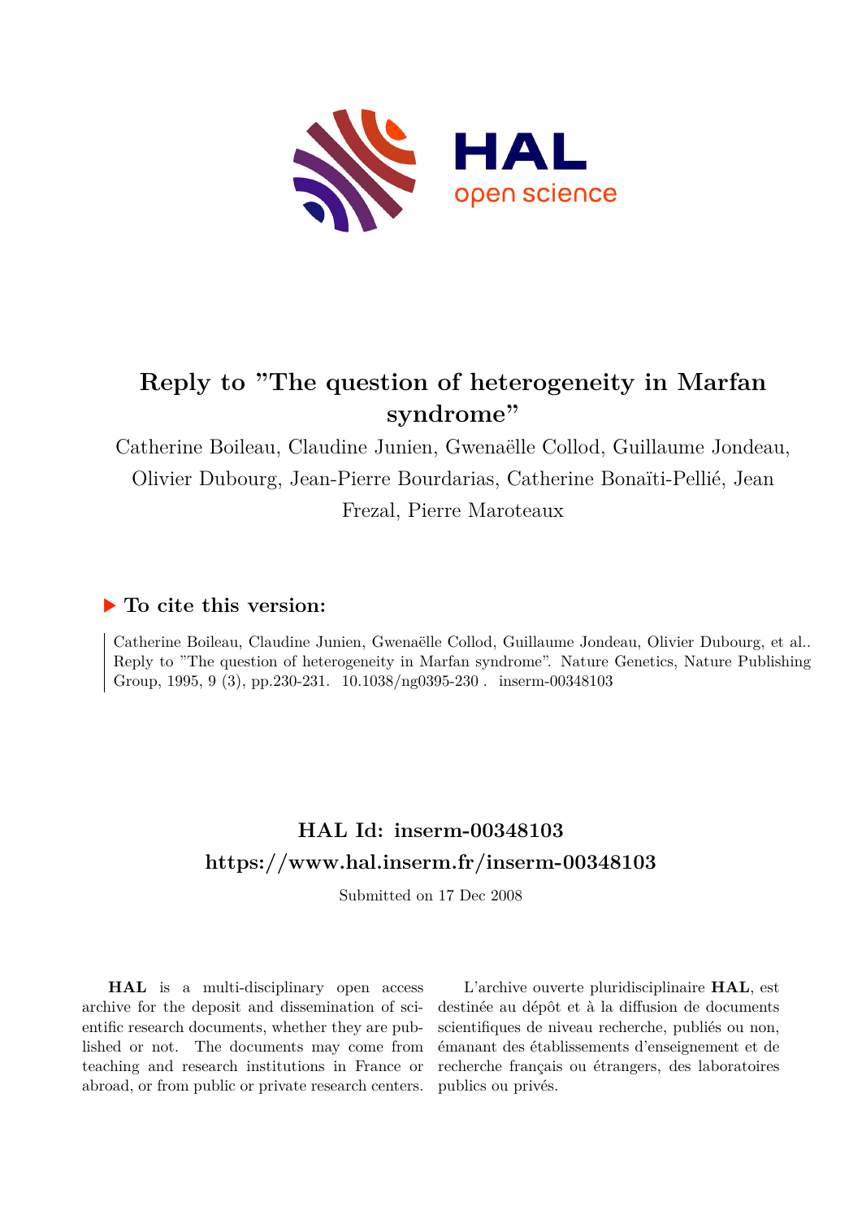# Reply to "The question of heterogeneity in Marfan syndrome"

Catherine Boileau, Claudine Junien, Gwenaëlle Collod, Guillaume Jondeau, Olivier Dubourg, Jean-Pierre Bourdarias, Catherine Bonaïti-Pellié, Jean Frezal, Pierre Maroteaux

## ▶ To cite this version:

Catherine Boileau, Claudine Junien, Gwenaëlle Collod, Guillaume Jondeau, Olivier Dubourg, et al.. Reply to "The question of heterogeneity in Marfan syndrome". Nature Genetics, Nature Publishing Group, 1995, 9 (3), pp.230-231. 10.1038/ng0395-230 . inserm-00348103

## HAL Id: inserm-00348103

## https://www.hal.inserm.fr/inserm-00348103

Submitted on 17 Dec 2008

**HAL** is a multi-disciplinary open access archive for the deposit and dissemination of scientific research documents, whether they are published or not. The documents may come from teaching and research institutions in France or abroad, or from public or private research centers.

L'archive ouverte pluridisciplinaire **HAL**, est destinée au dépôt et à la diffusion de documents scientifiques de niveau recherche, publiés ou non, émanant des établissements d'enseignement et de recherche français ou étrangers, des laboratoires publics ou privés.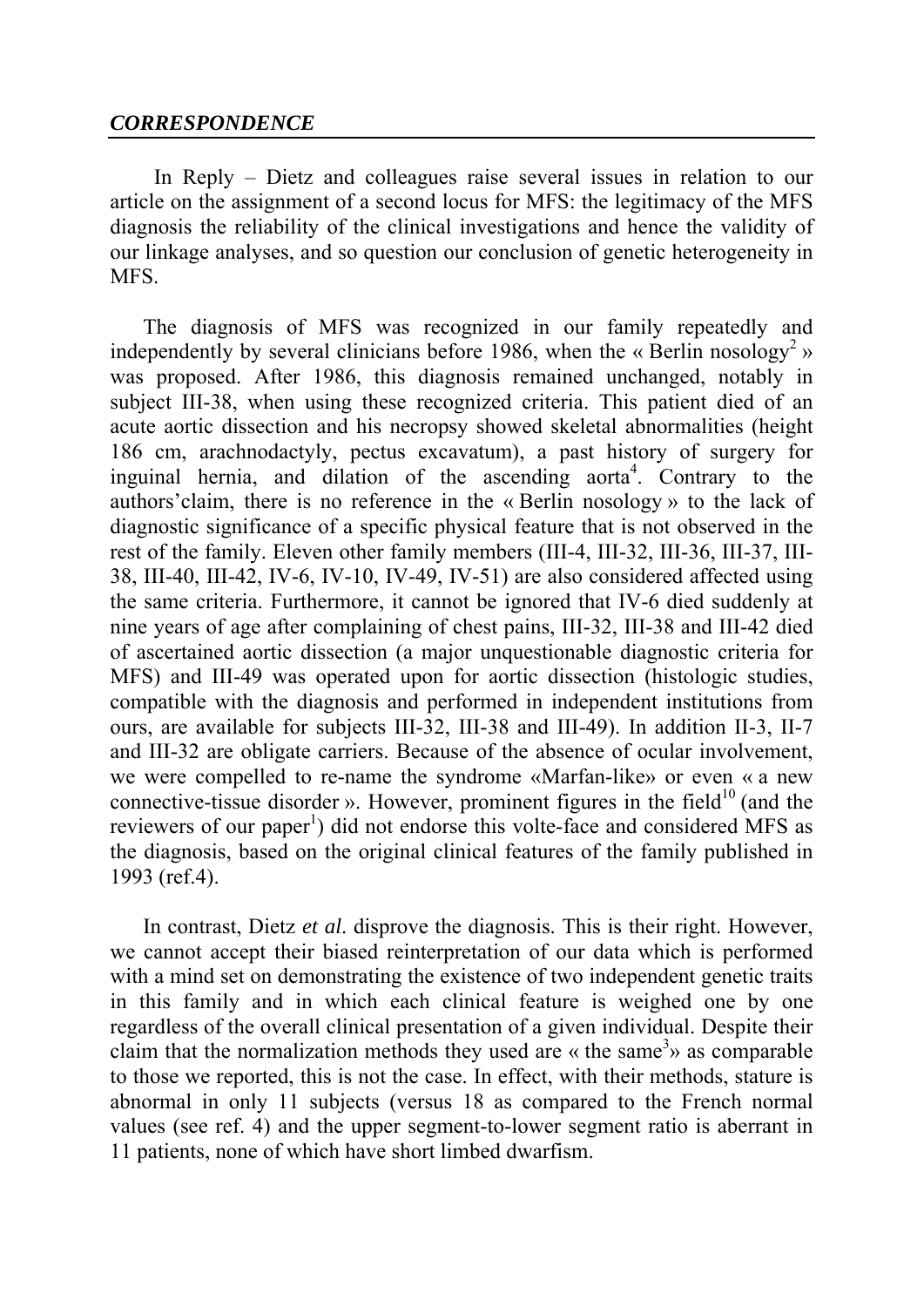## *CORRESPONDENCE*

In Reply – Dietz and colleagues raise several issues in relation to our article on the assignment of a second locus for MFS: the legitimacy of the MFS diagnosis the reliability of the clinical investigations and hence the validity of our linkage analyses, and so question our conclusion of genetic heterogeneity in MFS.

The diagnosis of MFS was recognized in our family repeatedly and independently by several clinicians before 1986, when the « Berlin nosology[2] » was proposed. After 1986, this diagnosis remained unchanged, notably in subject III-38, when using these recognized criteria. This patient died of an acute aortic dissection and his necropsy showed skeletal abnormalities (height 186 cm, arachnodactyly, pectus excavatum), a past history of surgery for inguinal hernia, and dilation of the ascending aorta[4]. Contrary to the authors'claim, there is no reference in the « Berlin nosology » to the lack of diagnostic significance of a specific physical feature that is not observed in the rest of the family. Eleven other family members (III-4, III-32, III-36, III-37, III-38, III-40, III-42, IV-6, IV-10, IV-49, IV-51) are also considered affected using the same criteria. Furthermore, it cannot be ignored that IV-6 died suddenly at nine years of age after complaining of chest pains, III-32, III-38 and III-42 died of ascertained aortic dissection (a major unquestionable diagnostic criteria for MFS) and III-49 was operated upon for aortic dissection (histologic studies, compatible with the diagnosis and performed in independent institutions from ours, are available for subjects III-32, III-38 and III-49). In addition II-3, II-7 and III-32 are obligate carriers. Because of the absence of ocular involvement, we were compelled to re-name the syndrome «Marfan-like» or even « a new connective-tissue disorder ». However, prominent figures in the field[10] (and the reviewers of our paper[1]) did not endorse this volte-face and considered MFS as the diagnosis, based on the original clinical features of the family published in 1993 (ref.4).

In contrast, Dietz *et al*. disprove the diagnosis. This is their right. However, we cannot accept their biased reinterpretation of our data which is performed with a mind set on demonstrating the existence of two independent genetic traits in this family and in which each clinical feature is weighed one by one regardless of the overall clinical presentation of a given individual. Despite their claim that the normalization methods they used are « the same[3]» as comparable to those we reported, this is not the case. In effect, with their methods, stature is abnormal in only 11 subjects (versus 18 as compared to the French normal values (see ref. 4) and the upper segment-to-lower segment ratio is aberrant in 11 patients, none of which have short limbed dwarfism.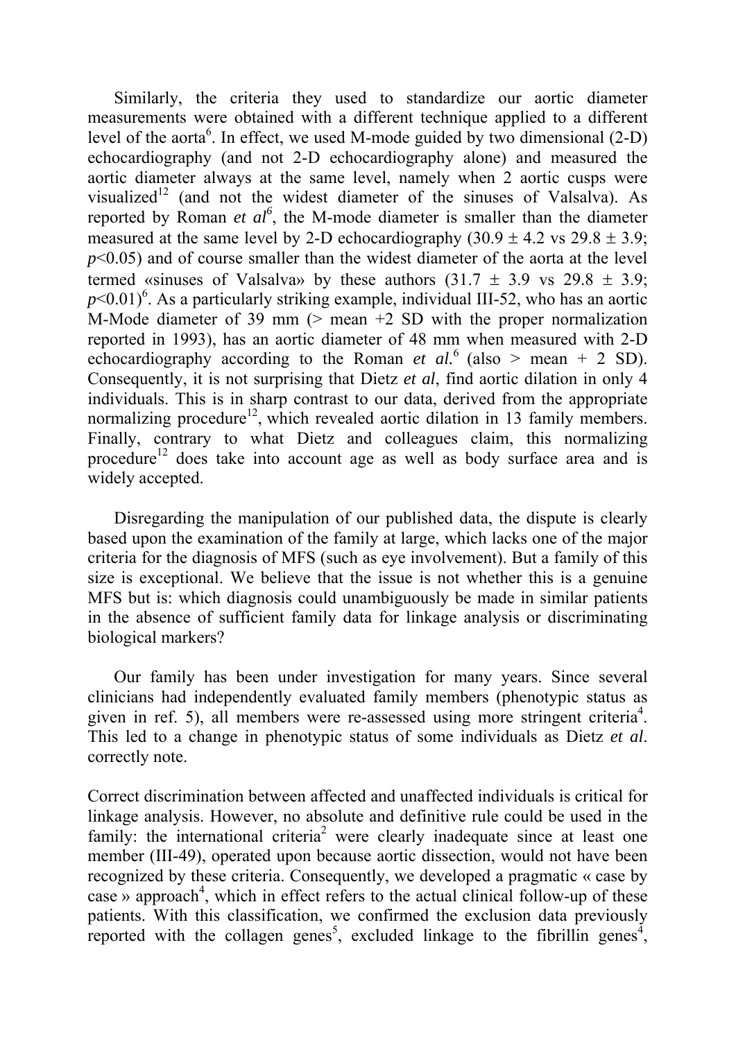Similarly, the criteria they used to standardize our aortic diameter measurements were obtained with a different technique applied to a different level of the aorta[6]. In effect, we used M-mode guided by two dimensional (2-D) echocardiography (and not 2-D echocardiography alone) and measured the aortic diameter always at the same level, namely when 2 aortic cusps were visualized[12] (and not the widest diameter of the sinuses of Valsalva). As reported by Roman *et al*[6], the M-mode diameter is smaller than the diameter measured at the same level by 2-D echocardiography ($30.9 \pm 4.2$ vs $29.8 \pm 3.9$; $p<0.05$) and of course smaller than the widest diameter of the aorta at the level termed «sinuses of Valsalva» by these authors ($31.7 \pm 3.9$ vs $29.8 \pm 3.9$; $p<0.01$)[6]. As a particularly striking example, individual III-52, who has an aortic M-Mode diameter of 39 mm (> mean +2 SD with the proper normalization reported in 1993), has an aortic diameter of 48 mm when measured with 2-D echocardiography according to the Roman *et al.*[6] (also > mean + 2 SD). Consequently, it is not surprising that Dietz *et al*, find aortic dilation in only 4 individuals. This is in sharp contrast to our data, derived from the appropriate normalizing procedure[12], which revealed aortic dilation in 13 family members. Finally, contrary to what Dietz and colleagues claim, this normalizing procedure[12] does take into account age as well as body surface area and is widely accepted.

Disregarding the manipulation of our published data, the dispute is clearly based upon the examination of the family at large, which lacks one of the major criteria for the diagnosis of MFS (such as eye involvement). But a family of this size is exceptional. We believe that the issue is not whether this is a genuine MFS but is: which diagnosis could unambiguously be made in similar patients in the absence of sufficient family data for linkage analysis or discriminating biological markers?

Our family has been under investigation for many years. Since several clinicians had independently evaluated family members (phenotypic status as given in ref. 5), all members were re-assessed using more stringent criteria[4]. This led to a change in phenotypic status of some individuals as Dietz *et al*. correctly note.

Correct discrimination between affected and unaffected individuals is critical for linkage analysis. However, no absolute and definitive rule could be used in the family: the international criteria[2] were clearly inadequate since at least one member (III-49), operated upon because aortic dissection, would not have been recognized by these criteria. Consequently, we developed a pragmatic « case by case » approach[4], which in effect refers to the actual clinical follow-up of these patients. With this classification, we confirmed the exclusion data previously reported with the collagen genes[5], excluded linkage to the fibrillin genes[4],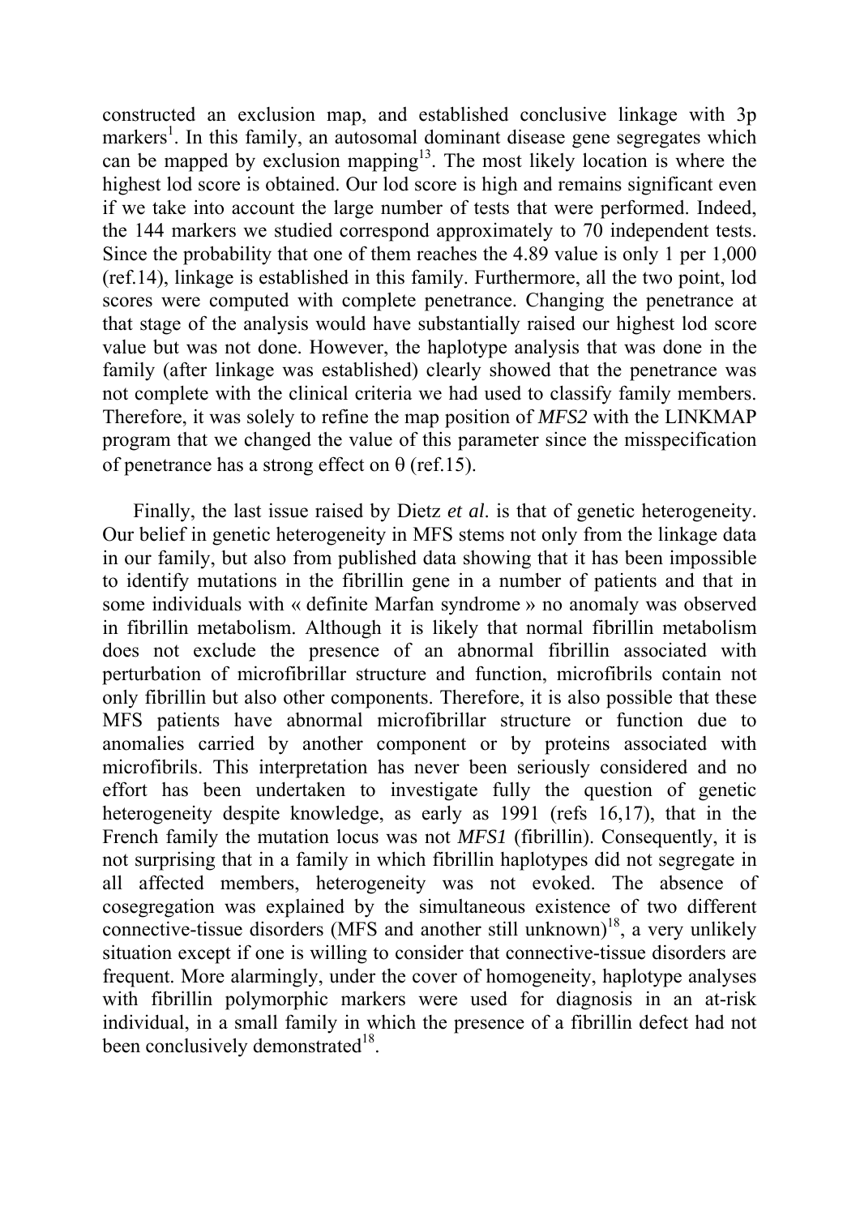constructed an exclusion map, and established conclusive linkage with 3p markers[1]. In this family, an autosomal dominant disease gene segregates which can be mapped by exclusion mapping[13]. The most likely location is where the highest lod score is obtained. Our lod score is high and remains significant even if we take into account the large number of tests that were performed. Indeed, the 144 markers we studied correspond approximately to 70 independent tests. Since the probability that one of them reaches the 4.89 value is only 1 per 1,000 (ref.14), linkage is established in this family. Furthermore, all the two point, lod scores were computed with complete penetrance. Changing the penetrance at that stage of the analysis would have substantially raised our highest lod score value but was not done. However, the haplotype analysis that was done in the family (after linkage was established) clearly showed that the penetrance was not complete with the clinical criteria we had used to classify family members. Therefore, it was solely to refine the map position of *MFS2* with the LINKMAP program that we changed the value of this parameter since the misspecification of penetrance has a strong effect on $\theta$ (ref.15).

Finally, the last issue raised by Dietz *et al.* is that of genetic heterogeneity. Our belief in genetic heterogeneity in MFS stems not only from the linkage data in our family, but also from published data showing that it has been impossible to identify mutations in the fibrillin gene in a number of patients and that in some individuals with « definite Marfan syndrome » no anomaly was observed in fibrillin metabolism. Although it is likely that normal fibrillin metabolism does not exclude the presence of an abnormal fibrillin associated with perturbation of microfibrillar structure and function, microfibrils contain not only fibrillin but also other components. Therefore, it is also possible that these MFS patients have abnormal microfibrillar structure or function due to anomalies carried by another component or by proteins associated with microfibrils. This interpretation has never been seriously considered and no effort has been undertaken to investigate fully the question of genetic heterogeneity despite knowledge, as early as 1991 (refs 16,17), that in the French family the mutation locus was not *MFS1* (fibrillin). Consequently, it is not surprising that in a family in which fibrillin haplotypes did not segregate in all affected members, heterogeneity was not evoked. The absence of cosegregation was explained by the simultaneous existence of two different connective-tissue disorders (MFS and another still unknown)[18], a very unlikely situation except if one is willing to consider that connective-tissue disorders are frequent. More alarmingly, under the cover of homogeneity, haplotype analyses with fibrillin polymorphic markers were used for diagnosis in an at-risk individual, in a small family in which the presence of a fibrillin defect had not been conclusively demonstrated[18].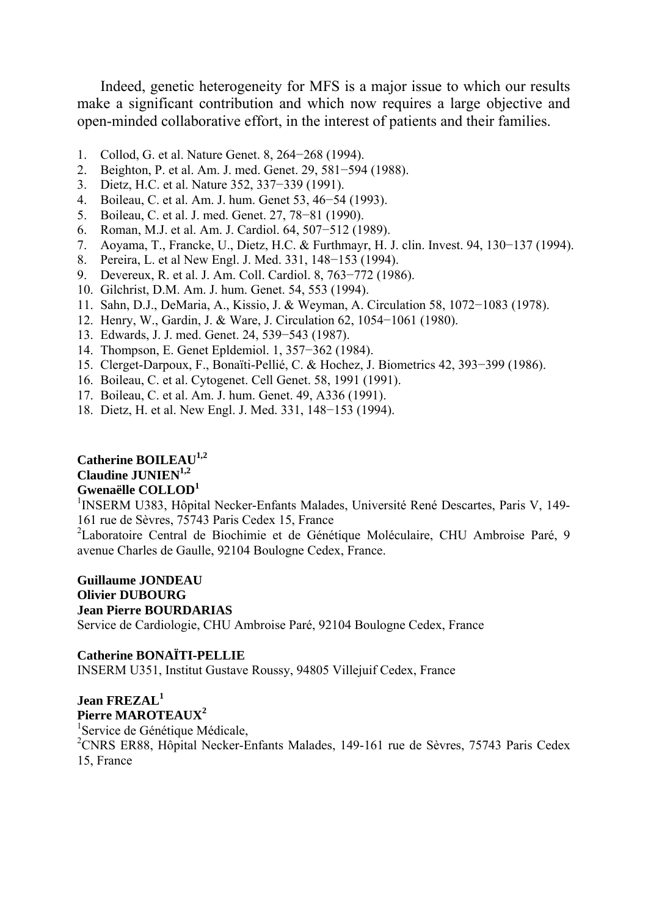Indeed, genetic heterogeneity for MFS is a major issue to which our results make a significant contribution and which now requires a large objective and open-minded collaborative effort, in the interest of patients and their families.

1. Collod, G. et al. Nature Genet. 8, 264−268 (1994).
2. Beighton, P. et al. Am. J. med. Genet. 29, 581−594 (1988).
3. Dietz, H.C. et al. Nature 352, 337−339 (1991).
4. Boileau, C. et al. Am. J. hum. Genet 53, 46−54 (1993).
5. Boileau, C. et al. J. med. Genet. 27, 78−81 (1990).
6. Roman, M.J. et al. Am. J. Cardiol. 64, 507−512 (1989).
7. Aoyama, T., Francke, U., Dietz, H.C. & Furthmayr, H. J. clin. Invest. 94, 130−137 (1994).
8. Pereira, L. et al New Engl. J. Med. 331, 148−153 (1994).
9. Devereux, R. et al. J. Am. Coll. Cardiol. 8, 763−772 (1986).
10. Gilchrist, D.M. Am. J. hum. Genet. 54, 553 (1994).
11. Sahn, D.J., DeMaria, A., Kissio, J. & Weyman, A. Circulation 58, 1072−1083 (1978).
12. Henry, W., Gardin, J. & Ware, J. Circulation 62, 1054−1061 (1980).
13. Edwards, J. J. med. Genet. 24, 539−543 (1987).
14. Thompson, E. Genet Epldemiol. 1, 357−362 (1984).
15. Clerget-Darpoux, F., Bonaïti-Pellié, C. & Hochez, J. Biometrics 42, 393−399 (1986).
16. Boileau, C. et al. Cytogenet. Cell Genet. 58, 1991 (1991).
17. Boileau, C. et al. Am. J. hum. Genet. 49, A336 (1991).
18. Dietz, H. et al. New Engl. J. Med. 331, 148−153 (1994).

**Catherine BOILEAU[1,2]**
**Claudine JUNIEN[1,2]**
**Gwenaëlle COLLOD[1]**
[1]INSERM U383, Hôpital Necker-Enfants Malades, Université René Descartes, Paris V, 149-161 rue de Sèvres, 75743 Paris Cedex 15, France
[2]Laboratoire Central de Biochimie et de Génétique Moléculaire, CHU Ambroise Paré, 9 avenue Charles de Gaulle, 92104 Boulogne Cedex, France.

**Guillaume JONDEAU**
**Olivier DUBOURG**
**Jean Pierre BOURDARIAS**
Service de Cardiologie, CHU Ambroise Paré, 92104 Boulogne Cedex, France

**Catherine BONAÏTI-PELLIE**
INSERM U351, Institut Gustave Roussy, 94805 Villejuif Cedex, France

**Jean FREZAL[1]**
**Pierre MAROTEAUX[2]**
[1]Service de Génétique Médicale,
[2]CNRS ER88, Hôpital Necker-Enfants Malades, 149-161 rue de Sèvres, 75743 Paris Cedex 15, France